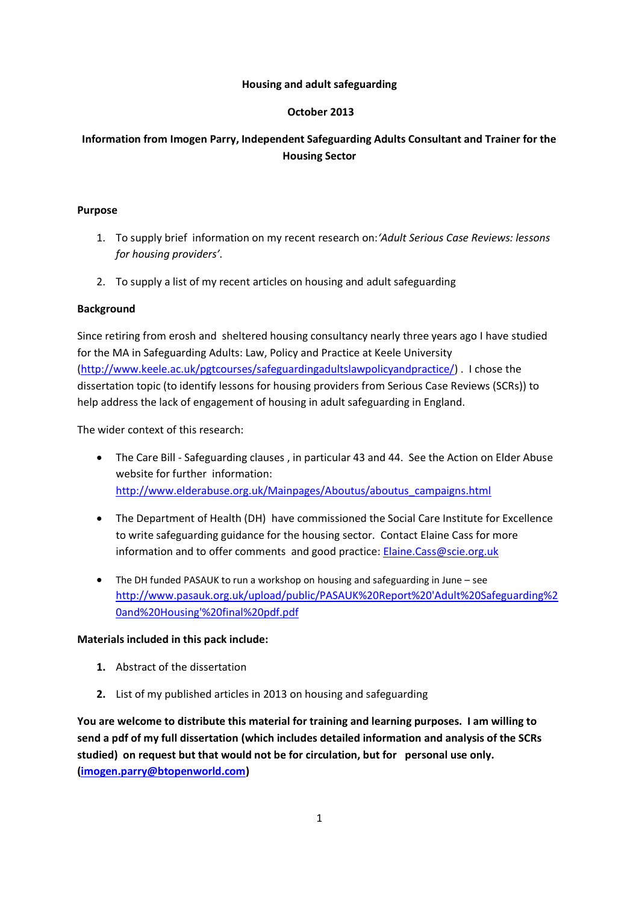**Housing and adult safeguarding**

**October 2013**

**Information from Imogen Parry, Independent Safeguarding Adults Consultant and Trainer for the Housing Sector**

**Purpose**

1. To supply brief information on my recent research on: *'Adult Serious Case Reviews: lessons for housing providers'.*
2. To supply a list of my recent articles on housing and adult safeguarding

**Background**

Since retiring from erosh and sheltered housing consultancy nearly three years ago I have studied for the MA in Safeguarding Adults: Law, Policy and Practice at Keele University (http://www.keele.ac.uk/pgtcourses/safeguardingadultslawpolicyandpractice/) . I chose the dissertation topic (to identify lessons for housing providers from Serious Case Reviews (SCRs)) to help address the lack of engagement of housing in adult safeguarding in England.

The wider context of this research:

- The Care Bill - Safeguarding clauses , in particular 43 and 44. See the Action on Elder Abuse website for further information: http://www.elderabuse.org.uk/Mainpages/Aboutus/aboutus_campaigns.html
- The Department of Health (DH) have commissioned the Social Care Institute for Excellence to write safeguarding guidance for the housing sector. Contact Elaine Cass for more information and to offer comments and good practice: Elaine.Cass@scie.org.uk
- The DH funded PASAUK to run a workshop on housing and safeguarding in June – see http://www.pasauk.org.uk/upload/public/PASAUK%20Report%20'Adult%20Safeguarding%20and%20Housing'%20final%20pdf.pdf

**Materials included in this pack include:**

1. Abstract of the dissertation
2. List of my published articles in 2013 on housing and safeguarding

**You are welcome to distribute this material for training and learning purposes. I am willing to send a pdf of my full dissertation (which includes detailed information and analysis of the SCRs studied) on request but that would not be for circulation, but for personal use only. (imogen.parry@btopenworld.com)**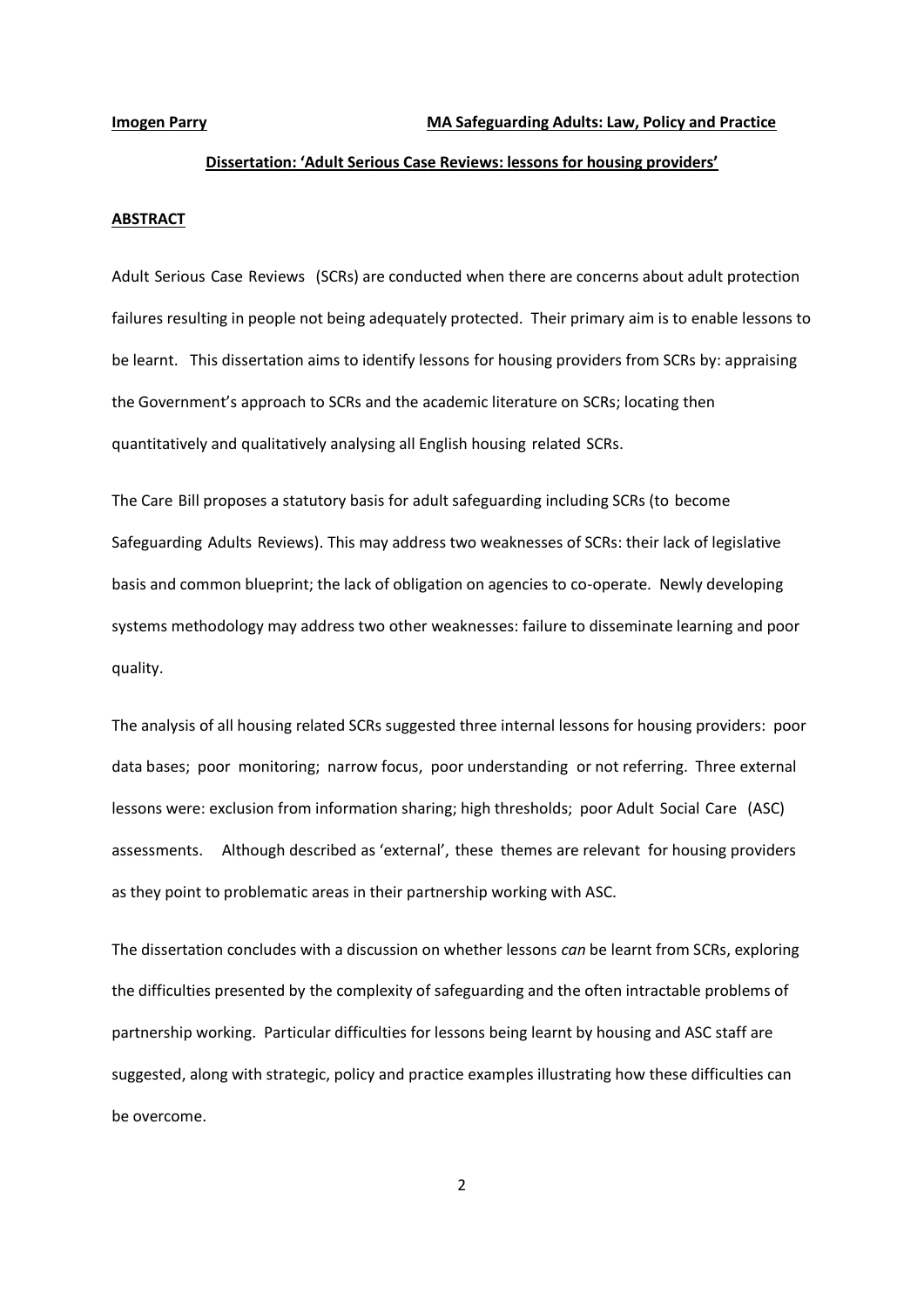**Imogen Parry** **MA Safeguarding Adults: Law, Policy and Practice**

**Dissertation: 'Adult Serious Case Reviews: lessons for housing providers'**

## ABSTRACT

Adult Serious Case Reviews (SCRs) are conducted when there are concerns about adult protection failures resulting in people not being adequately protected. Their primary aim is to enable lessons to be learnt. This dissertation aims to identify lessons for housing providers from SCRs by: appraising the Government's approach to SCRs and the academic literature on SCRs; locating then quantitatively and qualitatively analysing all English housing related SCRs.

The Care Bill proposes a statutory basis for adult safeguarding including SCRs (to become Safeguarding Adults Reviews). This may address two weaknesses of SCRs: their lack of legislative basis and common blueprint; the lack of obligation on agencies to co-operate. Newly developing systems methodology may address two other weaknesses: failure to disseminate learning and poor quality.

The analysis of all housing related SCRs suggested three internal lessons for housing providers: poor data bases; poor monitoring; narrow focus, poor understanding or not referring. Three external lessons were: exclusion from information sharing; high thresholds; poor Adult Social Care (ASC) assessments. Although described as 'external', these themes are relevant for housing providers as they point to problematic areas in their partnership working with ASC.

The dissertation concludes with a discussion on whether lessons *can* be learnt from SCRs, exploring the difficulties presented by the complexity of safeguarding and the often intractable problems of partnership working. Particular difficulties for lessons being learnt by housing and ASC staff are suggested, along with strategic, policy and practice examples illustrating how these difficulties can be overcome.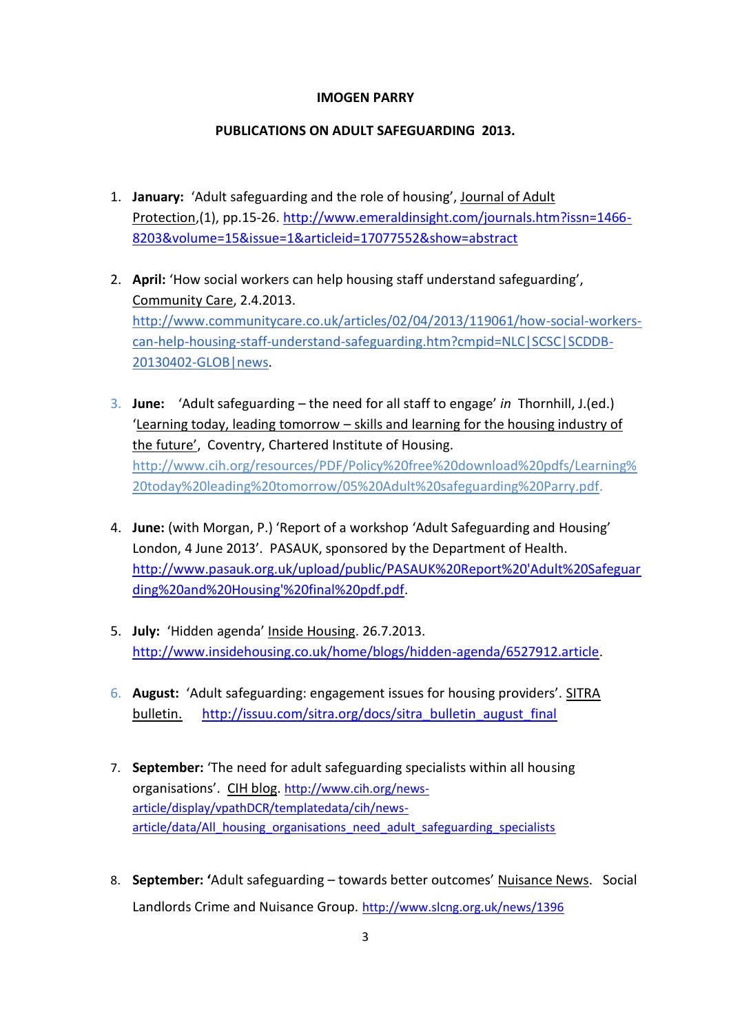**IMOGEN PARRY**

**PUBLICATIONS ON ADULT SAFEGUARDING 2013.**

1. **January:** 'Adult safeguarding and the role of housing', Journal of Adult Protection,(1), pp.15-26. http://www.emeraldinsight.com/journals.htm?issn=1466-8203&volume=15&issue=1&articleid=17077552&show=abstract

2. **April:** 'How social workers can help housing staff understand safeguarding', Community Care, 2.4.2013. http://www.communitycare.co.uk/articles/02/04/2013/119061/how-social-workers-can-help-housing-staff-understand-safeguarding.htm?cmpid=NLC|SCSC|SCDDB-20130402-GLOB|news.

3. **June:** 'Adult safeguarding – the need for all staff to engage' *in* Thornhill, J.(ed.) 'Learning today, leading tomorrow – skills and learning for the housing industry of the future', Coventry, Chartered Institute of Housing. http://www.cih.org/resources/PDF/Policy%20free%20download%20pdfs/Learning%20today%20leading%20tomorrow/05%20Adult%20safeguarding%20Parry.pdf.

4. **June:** (with Morgan, P.) 'Report of a workshop 'Adult Safeguarding and Housing' London, 4 June 2013'. PASAUK, sponsored by the Department of Health. http://www.pasauk.org.uk/upload/public/PASAUK%20Report%20'Adult%20Safeguarding%20and%20Housing'%20final%20pdf.pdf.

5. **July:** 'Hidden agenda' Inside Housing. 26.7.2013. http://www.insidehousing.co.uk/home/blogs/hidden-agenda/6527912.article.

6. **August:** 'Adult safeguarding: engagement issues for housing providers'. SITRA bulletin. http://issuu.com/sitra.org/docs/sitra_bulletin_august_final

7. **September:** 'The need for adult safeguarding specialists within all housing organisations'. CIH blog. http://www.cih.org/news-article/display/vpathDCR/templatedata/cih/news-article/data/All_housing_organisations_need_adult_safeguarding_specialists

8. **September: '**Adult safeguarding – towards better outcomes' Nuisance News. Social Landlords Crime and Nuisance Group. http://www.slcng.org.uk/news/1396